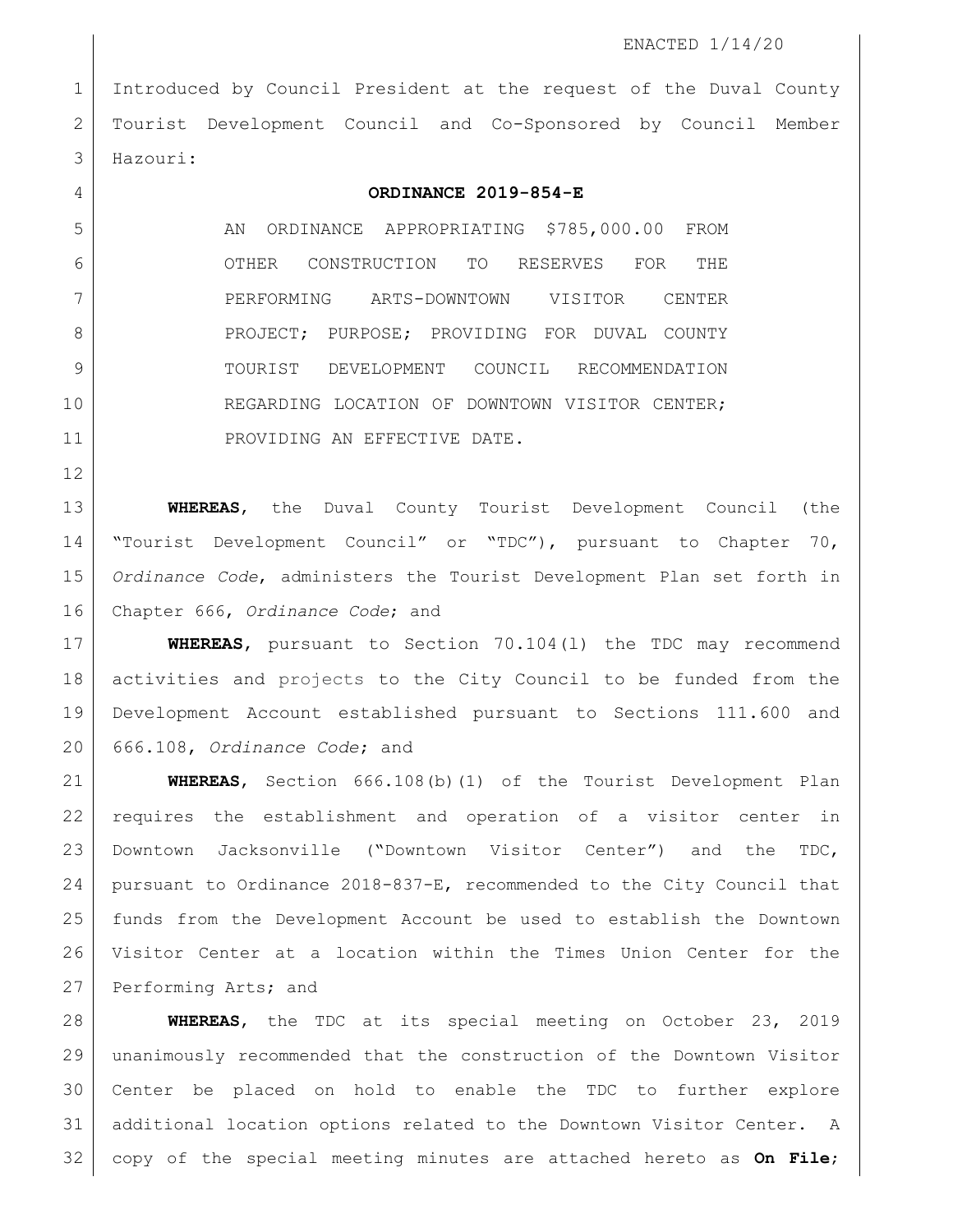ENACTED 1/14/20

Introduced by Council President at the request of the Duval County Tourist Development Council and Co-Sponsored by Council Member Hazouri:

**ORDINANCE 2019-854-E**

AN ORDINANCE APPROPRIATING $785,000.00 FROM OTHER CONSTRUCTION TO RESERVES FOR THE PERFORMING ARTS-DOWNTOWN VISITOR CENTER PROJECT; PURPOSE; PROVIDING FOR DUVAL COUNTY TOURIST DEVELOPMENT COUNCIL RECOMMENDATION REGARDING LOCATION OF DOWNTOWN VISITOR CENTER; PROVIDING AN EFFECTIVE DATE.

**WHEREAS**, the Duval County Tourist Development Council (the "Tourist Development Council" or "TDC"), pursuant to Chapter 70, *Ordinance Code*, administers the Tourist Development Plan set forth in Chapter 666, *Ordinance Code*; and

**WHEREAS**, pursuant to Section 70.104(l) the TDC may recommend activities and projects to the City Council to be funded from the Development Account established pursuant to Sections 111.600 and 666.108, *Ordinance Code*; and

**WHEREAS**, Section 666.108(b)(1) of the Tourist Development Plan requires the establishment and operation of a visitor center in Downtown Jacksonville ("Downtown Visitor Center") and the TDC, pursuant to Ordinance 2018-837-E, recommended to the City Council that funds from the Development Account be used to establish the Downtown Visitor Center at a location within the Times Union Center for the Performing Arts; and

**WHEREAS**, the TDC at its special meeting on October 23, 2019 unanimously recommended that the construction of the Downtown Visitor Center be placed on hold to enable the TDC to further explore additional location options related to the Downtown Visitor Center. A copy of the special meeting minutes are attached hereto as **On File**;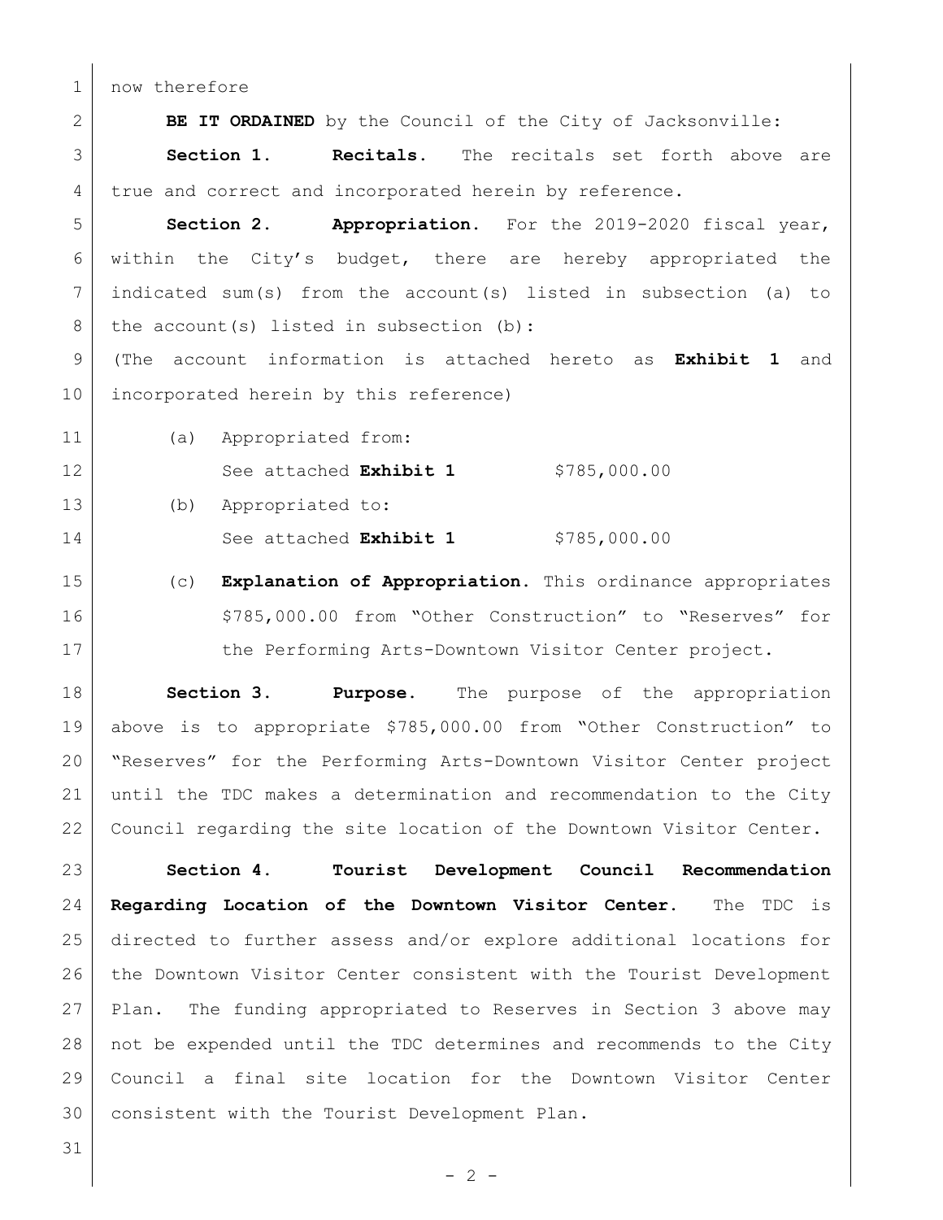now therefore

**BE IT ORDAINED** by the Council of the City of Jacksonville:

**Section 1. Recitals.** The recitals set forth above are true and correct and incorporated herein by reference.

**Section 2. Appropriation.** For the 2019-2020 fiscal year, within the City's budget, there are hereby appropriated the indicated sum(s) from the account(s) listed in subsection (a) to the account(s) listed in subsection (b):

(The account information is attached hereto as **Exhibit 1** and incorporated herein by this reference)

(a) Appropriated from:

See attached **Exhibit 1** $785,000.00

(b) Appropriated to:

See attached **Exhibit 1** $785,000.00

(c) **Explanation of Appropriation.** This ordinance appropriates $785,000.00 from "Other Construction" to "Reserves" for the Performing Arts-Downtown Visitor Center project.

**Section 3. Purpose.** The purpose of the appropriation above is to appropriate $785,000.00 from "Other Construction" to "Reserves" for the Performing Arts-Downtown Visitor Center project until the TDC makes a determination and recommendation to the City Council regarding the site location of the Downtown Visitor Center.

**Section 4. Tourist Development Council Recommendation Regarding Location of the Downtown Visitor Center.** The TDC is directed to further assess and/or explore additional locations for the Downtown Visitor Center consistent with the Tourist Development Plan. The funding appropriated to Reserves in Section 3 above may not be expended until the TDC determines and recommends to the City Council a final site location for the Downtown Visitor Center consistent with the Tourist Development Plan.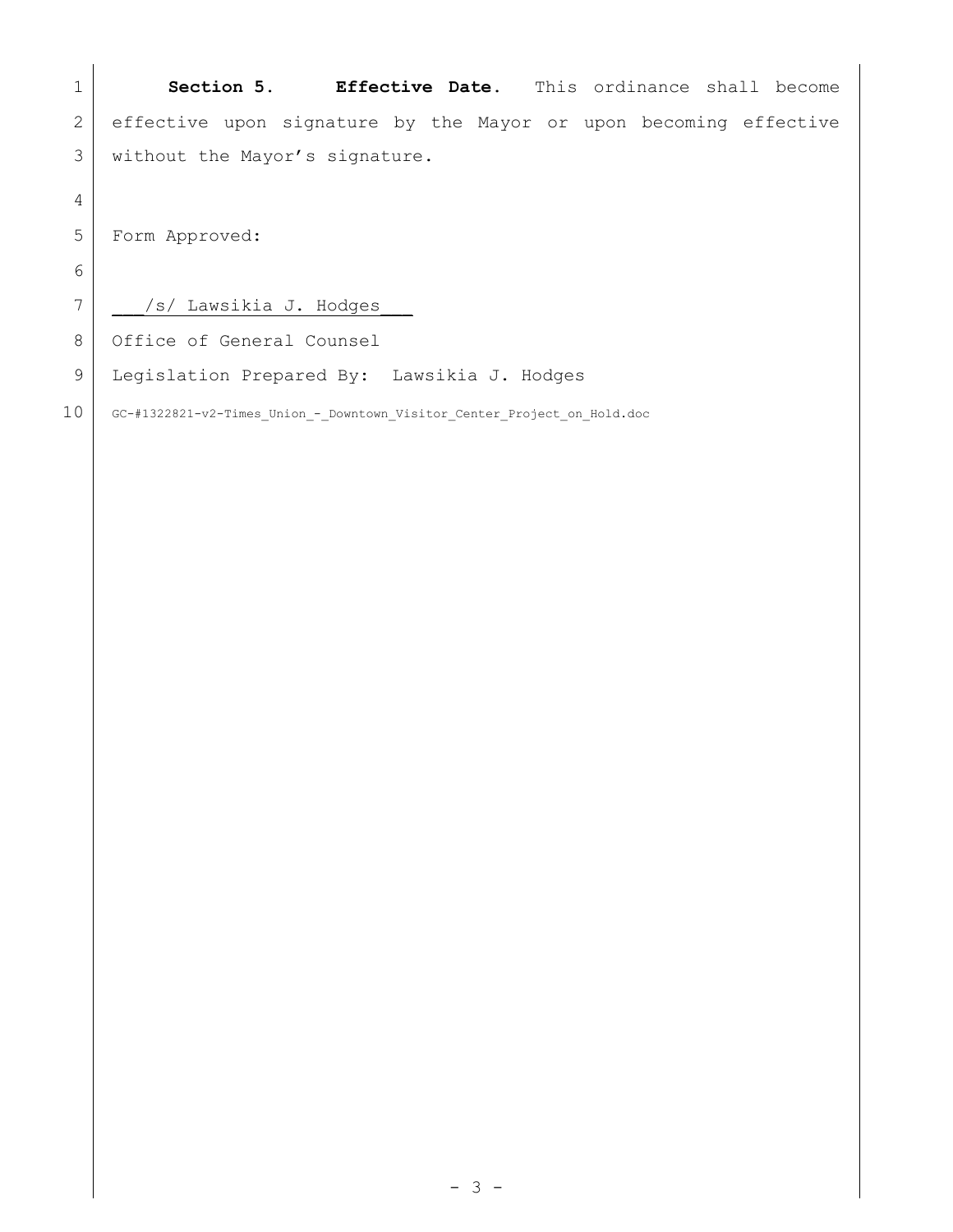**Section 5. Effective Date.** This ordinance shall become effective upon signature by the Mayor or upon becoming effective without the Mayor's signature.

Form Approved:

___/s/ Lawsikia J. Hodges___

Office of General Counsel

Legislation Prepared By: Lawsikia J. Hodges

GC-#1322821-v2-Times_Union_-_Downtown_Visitor_Center_Project_on_Hold.doc